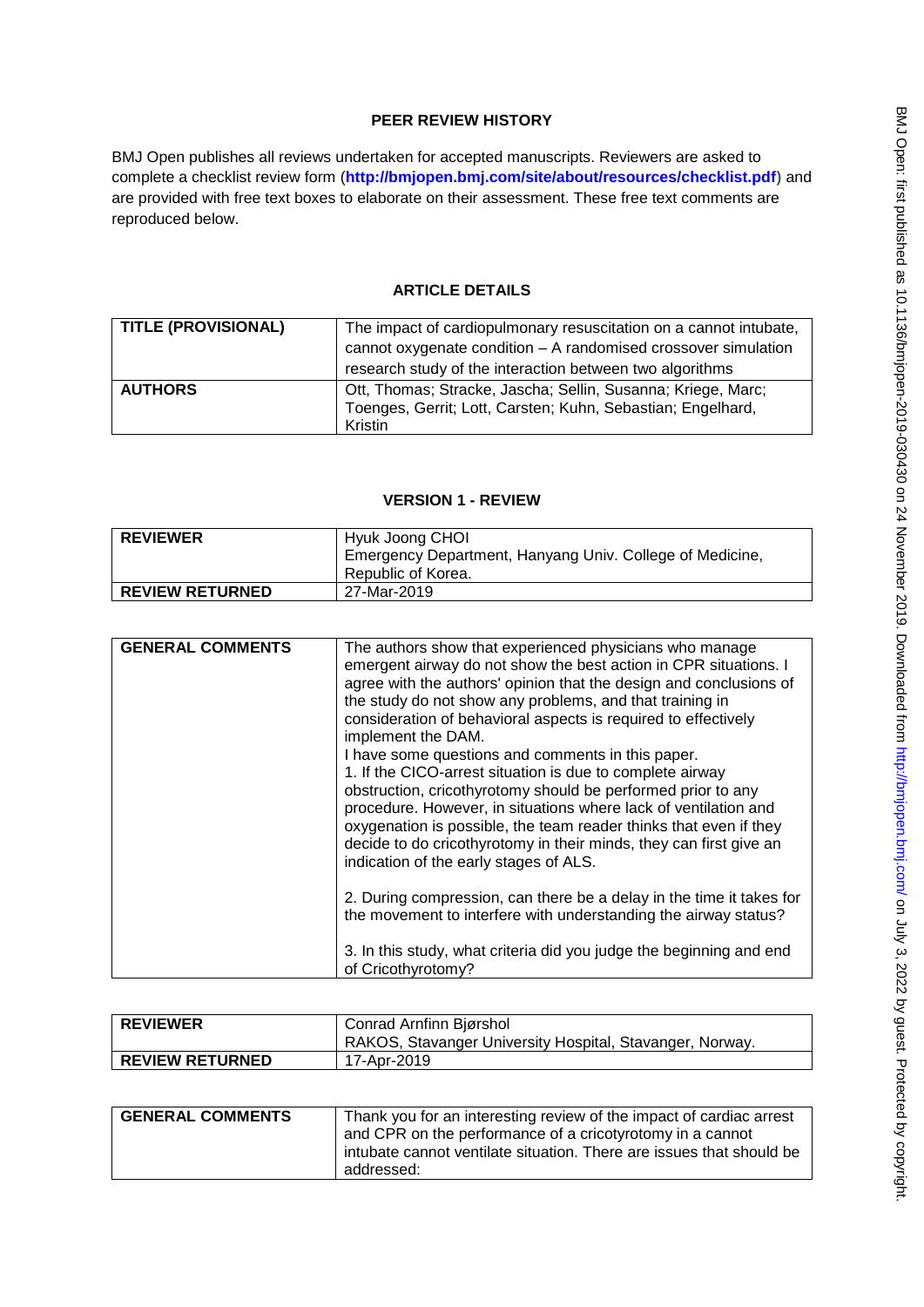## PEER REVIEW HISTORY

BMJ Open publishes all reviews undertaken for accepted manuscripts. Reviewers are asked to complete a checklist review form (**http://bmjopen.bmj.com/site/about/resources/checklist.pdf**) and are provided with free text boxes to elaborate on their assessment. These free text comments are reproduced below.

## ARTICLE DETAILS

| | |
|---|---|
| **TITLE (PROVISIONAL)** | The impact of cardiopulmonary resuscitation on a cannot intubate, cannot oxygenate condition – A randomised crossover simulation research study of the interaction between two algorithms |
| **AUTHORS** | Ott, Thomas; Stracke, Jascha; Sellin, Susanna; Kriege, Marc; Toenges, Gerrit; Lott, Carsten; Kuhn, Sebastian; Engelhard, Kristin |

## VERSION 1 - REVIEW

| | |
|---|---|
| **REVIEWER** | Hyuk Joong CHOI<br>Emergency Department, Hanyang Univ. College of Medicine, Republic of Korea. |
| **REVIEW RETURNED** | 27-Mar-2019 |

| | |
|---|---|
| **GENERAL COMMENTS** | The authors show that experienced physicians who manage emergent airway do not show the best action in CPR situations. I agree with the authors' opinion that the design and conclusions of the study do not show any problems, and that training in consideration of behavioral aspects is required to effectively implement the DAM.<br>I have some questions and comments in this paper.<br>1. If the CICO-arrest situation is due to complete airway obstruction, cricothyrotomy should be performed prior to any procedure. However, in situations where lack of ventilation and oxygenation is possible, the team reader thinks that even if they decide to do cricothyrotomy in their minds, they can first give an indication of the early stages of ALS.<br><br>2. During compression, can there be a delay in the time it takes for the movement to interfere with understanding the airway status?<br><br>3. In this study, what criteria did you judge the beginning and end of Cricothyrotomy? |

| | |
|---|---|
| **REVIEWER** | Conrad Arnfinn Bjørshol<br>RAKOS, Stavanger University Hospital, Stavanger, Norway. |
| **REVIEW RETURNED** | 17-Apr-2019 |

| | |
|---|---|
| **GENERAL COMMENTS** | Thank you for an interesting review of the impact of cardiac arrest and CPR on the performance of a cricotyrotomy in a cannot intubate cannot ventilate situation. There are issues that should be addressed: |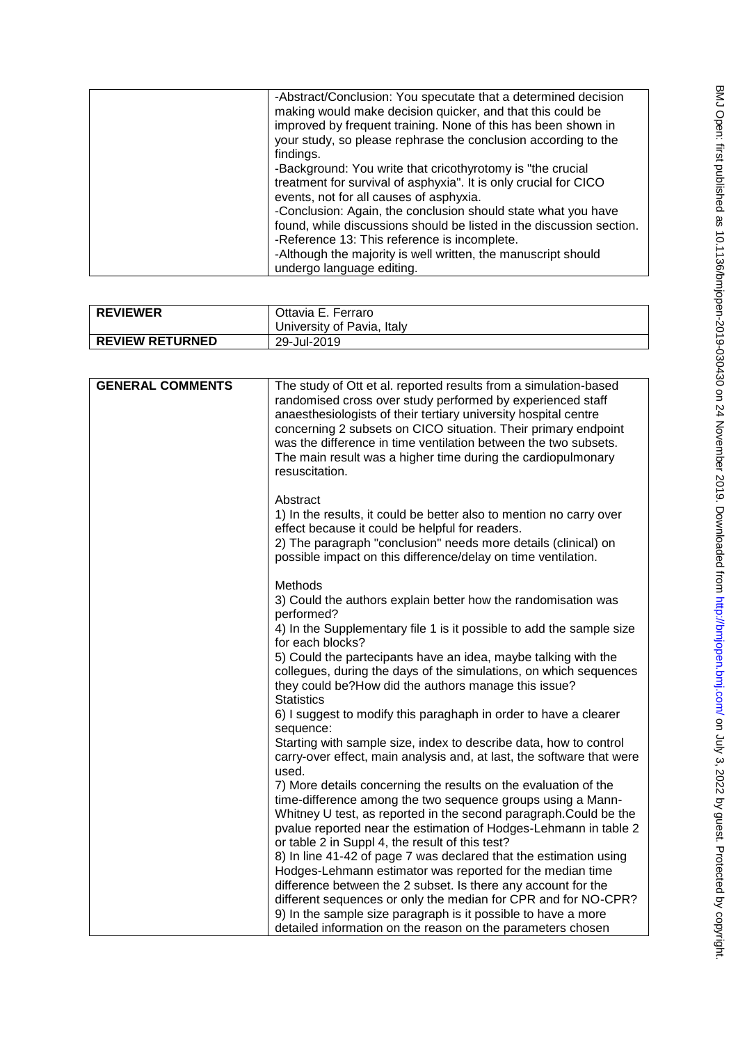| | |
|---|---|
| | -Abstract/Conclusion: You specutate that a determined decision making would make decision quicker, and that this could be improved by frequent training. None of this has been shown in your study, so please rephrase the conclusion according to the findings.<br>-Background: You write that cricothyrotomy is "the crucial treatment for survival of asphyxia". It is only crucial for CICO events, not for all causes of asphyxia.<br>-Conclusion: Again, the conclusion should state what you have found, while discussions should be listed in the discussion section.<br>-Reference 13: This reference is incomplete.<br>-Although the majority is well written, the manuscript should undergo language editing. |

| **REVIEWER** | Ottavia E. Ferraro<br>University of Pavia, Italy |
|---|---|
| **REVIEW RETURNED** | 29-Jul-2019 |

| **GENERAL COMMENTS** | The study of Ott et al. reported results from a simulation-based randomised cross over study performed by experienced staff anaesthesiologists of their tertiary university hospital centre concerning 2 subsets on CICO situation. Their primary endpoint was the difference in time ventilation between the two subsets. The main result was a higher time during the cardiopulmonary resuscitation.<br><br>Abstract<br>1) In the results, it could be better also to mention no carry over effect because it could be helpful for readers.<br>2) The paragraph "conclusion" needs more details (clinical) on possible impact on this difference/delay on time ventilation.<br><br>Methods<br>3) Could the authors explain better how the randomisation was performed?<br>4) In the Supplementary file 1 is it possible to add the sample size for each blocks?<br>5) Could the partecipants have an idea, maybe talking with the collegues, during the days of the simulations, on which sequences they could be?How did the authors manage this issue?<br>Statistics<br>6) I suggest to modify this paraghaph in order to have a clearer sequence:<br>Starting with sample size, index to describe data, how to control carry-over effect, main analysis and, at last, the software that were used.<br>7) More details concerning the results on the evaluation of the time-difference among the two sequence groups using a Mann-Whitney U test, as reported in the second paragraph.Could be the pvalue reported near the estimation of Hodges-Lehmann in table 2 or table 2 in Suppl 4, the result of this test?<br>8) In line 41-42 of page 7 was declared that the estimation using Hodges-Lehmann estimator was reported for the median time difference between the 2 subset. Is there any account for the different sequences or only the median for CPR and for NO-CPR?<br>9) In the sample size paragraph is it possible to have a more detailed information on the reason on the parameters chosen |
|---|---|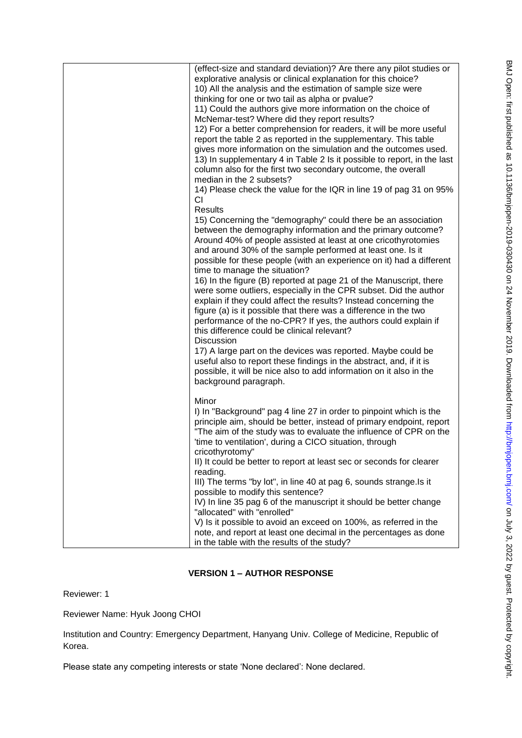| | (effect-size and standard deviation)? Are there any pilot studies or explorative analysis or clinical explanation for this choice?<br>10) All the analysis and the estimation of sample size were thinking for one or two tail as alpha or pvalue?<br>11) Could the authors give more information on the choice of McNemar-test? Where did they report results?<br>12) For a better comprehension for readers, it will be more useful report the table 2 as reported in the supplementary. This table gives more information on the simulation and the outcomes used.<br>13) In supplementary 4 in Table 2 Is it possible to report, in the last column also for the first two secondary outcome, the overall median in the 2 subsets?<br>14) Please check the value for the IQR in line 19 of pag 31 on 95% CI<br>Results<br>15) Concerning the "demography" could there be an association between the demography information and the primary outcome? Around 40% of people assisted at least at one cricothyrotomies and around 30% of the sample performed at least one. Is it possible for these people (with an experience on it) had a different time to manage the situation?<br>16) In the figure (B) reported at page 21 of the Manuscript, there were some outliers, especially in the CPR subset. Did the author explain if they could affect the results? Instead concerning the figure (a) is it possible that there was a difference in the two performance of the no-CPR? If yes, the authors could explain if this difference could be clinical relevant?<br>Discussion<br>17) A large part on the devices was reported. Maybe could be useful also to report these findings in the abstract, and, if it is possible, it will be nice also to add information on it also in the background paragraph.<br><br>Minor<br>I) In "Background" pag 4 line 27 in order to pinpoint which is the principle aim, should be better, instead of primary endpoint, report "The aim of the study was to evaluate the influence of CPR on the 'time to ventilation', during a CICO situation, through cricothyrotomy"<br>II) It could be better to report at least sec or seconds for clearer reading.<br>III) The terms "by lot", in line 40 at pag 6, sounds strange.Is it possible to modify this sentence?<br>IV) In line 35 pag 6 of the manuscript it should be better change "allocated" with "enrolled"<br>V) Is it possible to avoid an exceed on 100%, as referred in the note, and report at least one decimal in the percentages as done in the table with the results of the study? |
|---|---|

## VERSION 1 – AUTHOR RESPONSE

Reviewer: 1

Reviewer Name: Hyuk Joong CHOI

Institution and Country: Emergency Department, Hanyang Univ. College of Medicine, Republic of Korea.

Please state any competing interests or state 'None declared': None declared.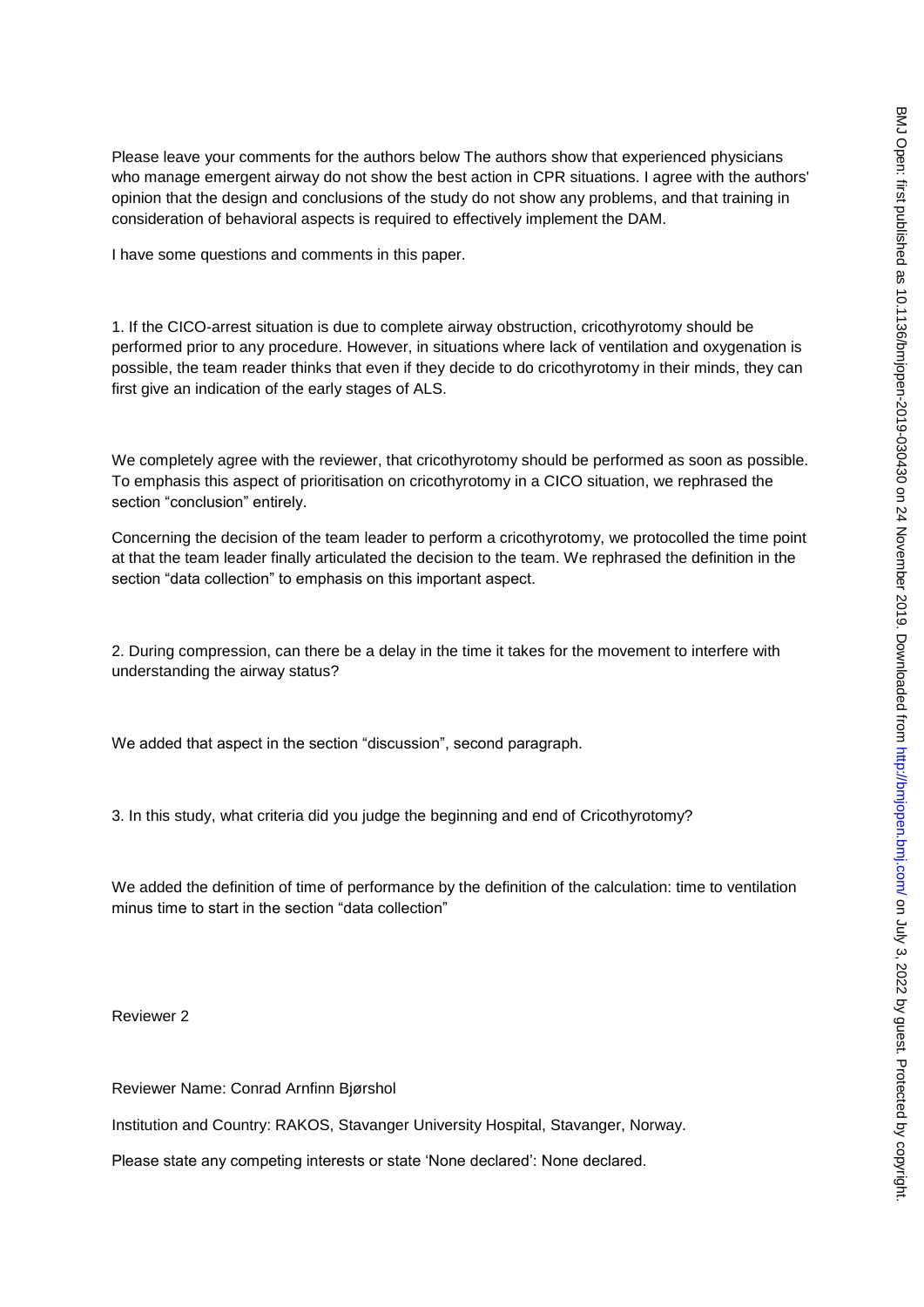Please leave your comments for the authors below The authors show that experienced physicians who manage emergent airway do not show the best action in CPR situations. I agree with the authors' opinion that the design and conclusions of the study do not show any problems, and that training in consideration of behavioral aspects is required to effectively implement the DAM.

I have some questions and comments in this paper.

1. If the CICO-arrest situation is due to complete airway obstruction, cricothyrotomy should be performed prior to any procedure. However, in situations where lack of ventilation and oxygenation is possible, the team reader thinks that even if they decide to do cricothyrotomy in their minds, they can first give an indication of the early stages of ALS.

We completely agree with the reviewer, that cricothyrotomy should be performed as soon as possible. To emphasis this aspect of prioritisation on cricothyrotomy in a CICO situation, we rephrased the section "conclusion" entirely.

Concerning the decision of the team leader to perform a cricothyrotomy, we protocolled the time point at that the team leader finally articulated the decision to the team. We rephrased the definition in the section "data collection" to emphasis on this important aspect.

2. During compression, can there be a delay in the time it takes for the movement to interfere with understanding the airway status?

We added that aspect in the section "discussion", second paragraph.

3. In this study, what criteria did you judge the beginning and end of Cricothyrotomy?

We added the definition of time of performance by the definition of the calculation: time to ventilation minus time to start in the section "data collection"

Reviewer 2

Reviewer Name: Conrad Arnfinn Bjørshol

Institution and Country: RAKOS, Stavanger University Hospital, Stavanger, Norway.

Please state any competing interests or state 'None declared': None declared.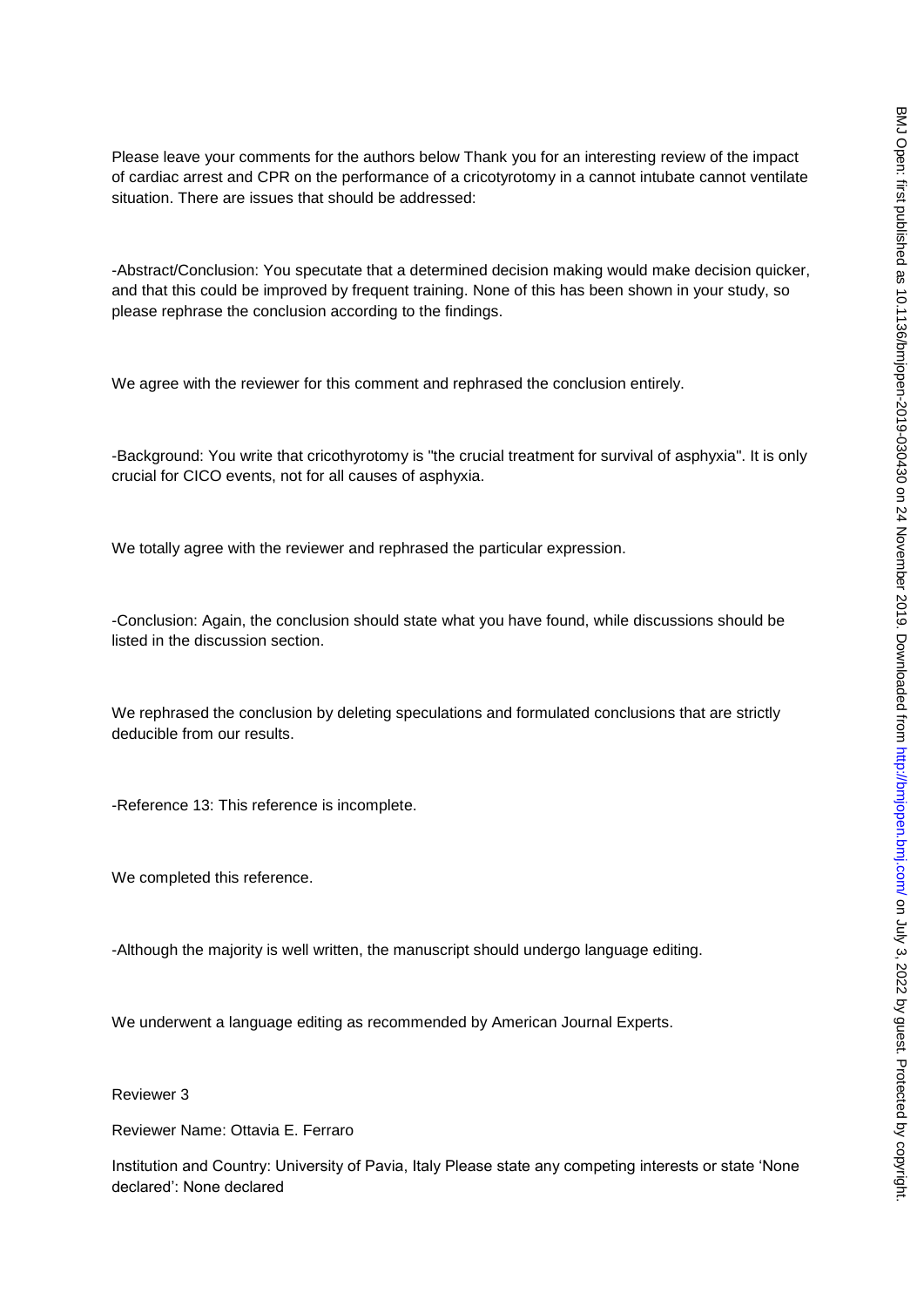Please leave your comments for the authors below Thank you for an interesting review of the impact of cardiac arrest and CPR on the performance of a cricotyrotomy in a cannot intubate cannot ventilate situation. There are issues that should be addressed:

-Abstract/Conclusion: You specutate that a determined decision making would make decision quicker, and that this could be improved by frequent training. None of this has been shown in your study, so please rephrase the conclusion according to the findings.

We agree with the reviewer for this comment and rephrased the conclusion entirely.

-Background: You write that cricothyrotomy is "the crucial treatment for survival of asphyxia". It is only crucial for CICO events, not for all causes of asphyxia.

We totally agree with the reviewer and rephrased the particular expression.

-Conclusion: Again, the conclusion should state what you have found, while discussions should be listed in the discussion section.

We rephrased the conclusion by deleting speculations and formulated conclusions that are strictly deducible from our results.

-Reference 13: This reference is incomplete.

We completed this reference.

-Although the majority is well written, the manuscript should undergo language editing.

We underwent a language editing as recommended by American Journal Experts.

Reviewer 3

Reviewer Name: Ottavia E. Ferraro

Institution and Country: University of Pavia, Italy Please state any competing interests or state 'None declared': None declared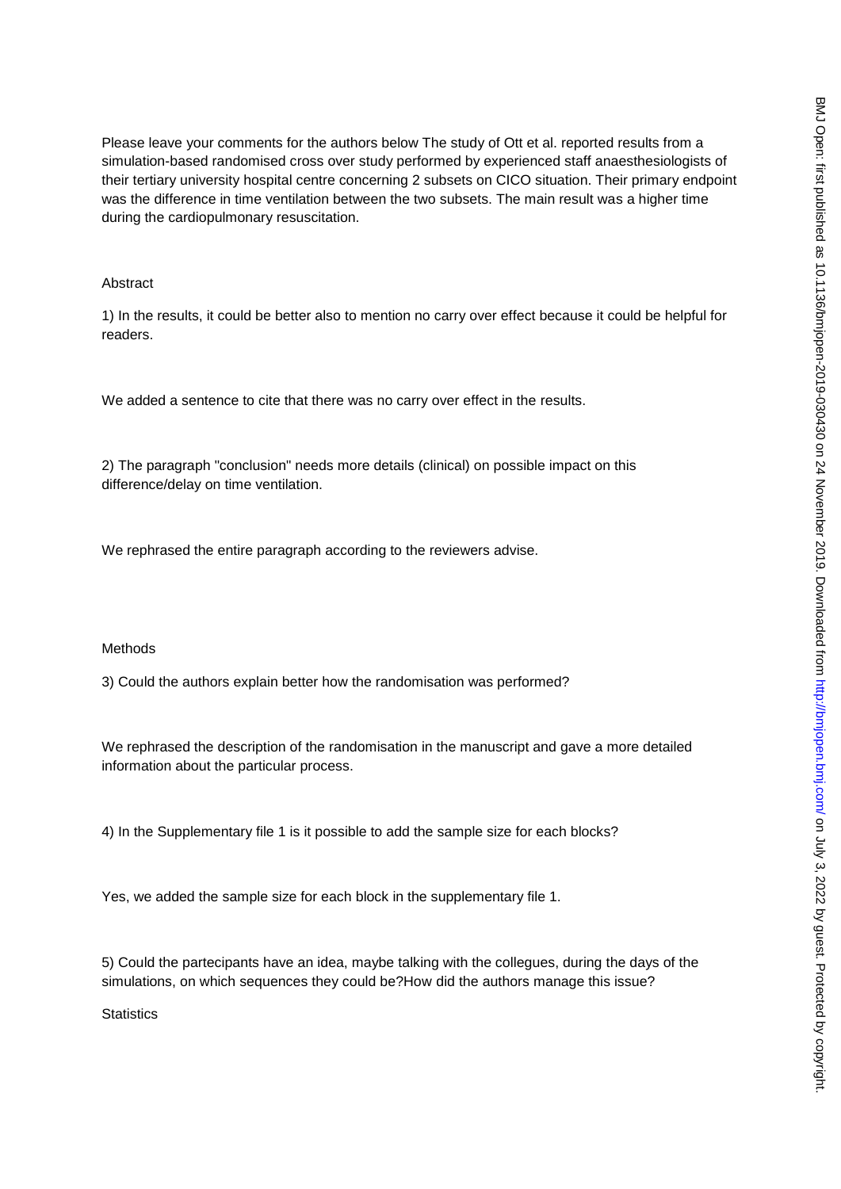Please leave your comments for the authors below The study of Ott et al. reported results from a simulation-based randomised cross over study performed by experienced staff anaesthesiologists of their tertiary university hospital centre concerning 2 subsets on CICO situation. Their primary endpoint was the difference in time ventilation between the two subsets. The main result was a higher time during the cardiopulmonary resuscitation.

Abstract

1) In the results, it could be better also to mention no carry over effect because it could be helpful for readers.

We added a sentence to cite that there was no carry over effect in the results.

2) The paragraph "conclusion" needs more details (clinical) on possible impact on this difference/delay on time ventilation.

We rephrased the entire paragraph according to the reviewers advise.

Methods

3) Could the authors explain better how the randomisation was performed?

We rephrased the description of the randomisation in the manuscript and gave a more detailed information about the particular process.

4) In the Supplementary file 1 is it possible to add the sample size for each blocks?

Yes, we added the sample size for each block in the supplementary file 1.

5) Could the partecipants have an idea, maybe talking with the collegues, during the days of the simulations, on which sequences they could be?How did the authors manage this issue?

Statistics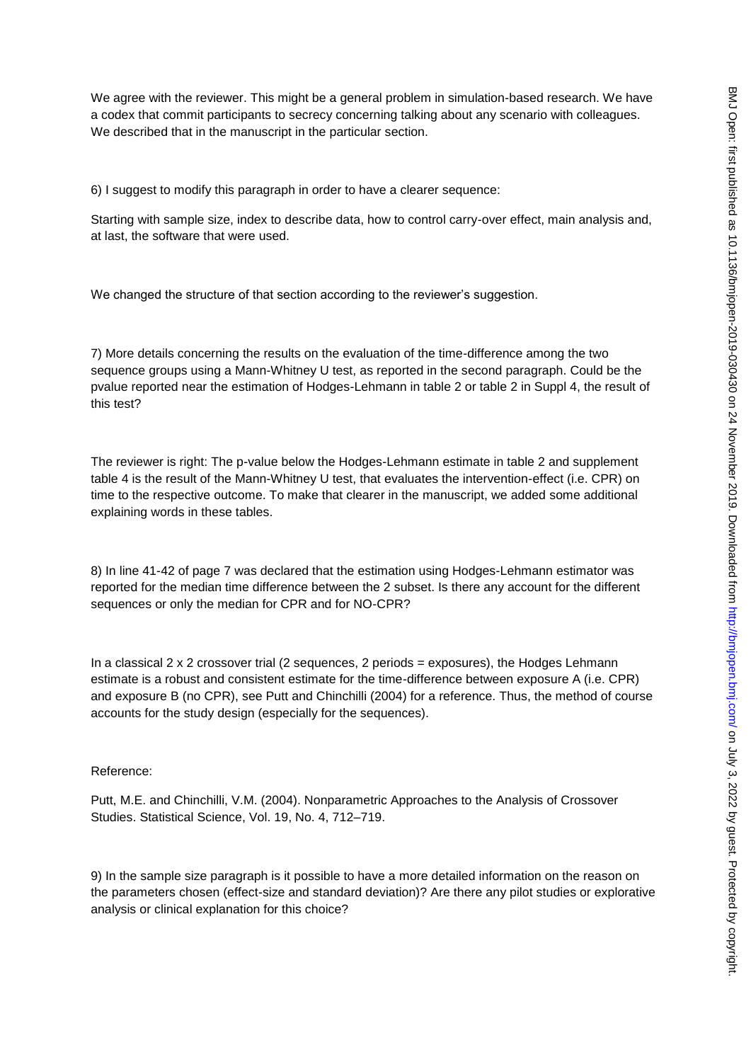We agree with the reviewer. This might be a general problem in simulation-based research. We have a codex that commit participants to secrecy concerning talking about any scenario with colleagues. We described that in the manuscript in the particular section.

6) I suggest to modify this paragraph in order to have a clearer sequence:

Starting with sample size, index to describe data, how to control carry-over effect, main analysis and, at last, the software that were used.

We changed the structure of that section according to the reviewer's suggestion.

7) More details concerning the results on the evaluation of the time-difference among the two sequence groups using a Mann-Whitney U test, as reported in the second paragraph. Could be the pvalue reported near the estimation of Hodges-Lehmann in table 2 or table 2 in Suppl 4, the result of this test?

The reviewer is right: The p-value below the Hodges-Lehmann estimate in table 2 and supplement table 4 is the result of the Mann-Whitney U test, that evaluates the intervention-effect (i.e. CPR) on time to the respective outcome. To make that clearer in the manuscript, we added some additional explaining words in these tables.

8) In line 41-42 of page 7 was declared that the estimation using Hodges-Lehmann estimator was reported for the median time difference between the 2 subset. Is there any account for the different sequences or only the median for CPR and for NO-CPR?

In a classical 2 x 2 crossover trial (2 sequences, 2 periods = exposures), the Hodges Lehmann estimate is a robust and consistent estimate for the time-difference between exposure A (i.e. CPR) and exposure B (no CPR), see Putt and Chinchilli (2004) for a reference. Thus, the method of course accounts for the study design (especially for the sequences).

Reference:

Putt, M.E. and Chinchilli, V.M. (2004). Nonparametric Approaches to the Analysis of Crossover Studies. Statistical Science, Vol. 19, No. 4, 712–719.

9) In the sample size paragraph is it possible to have a more detailed information on the reason on the parameters chosen (effect-size and standard deviation)? Are there any pilot studies or explorative analysis or clinical explanation for this choice?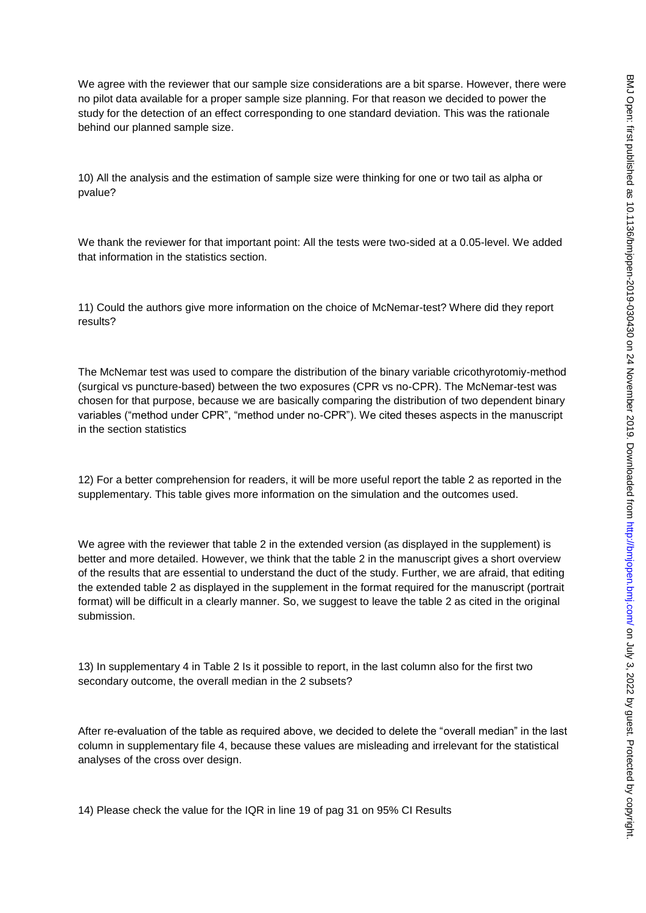We agree with the reviewer that our sample size considerations are a bit sparse. However, there were no pilot data available for a proper sample size planning. For that reason we decided to power the study for the detection of an effect corresponding to one standard deviation. This was the rationale behind our planned sample size.

10) All the analysis and the estimation of sample size were thinking for one or two tail as alpha or pvalue?

We thank the reviewer for that important point: All the tests were two-sided at a 0.05-level. We added that information in the statistics section.

11) Could the authors give more information on the choice of McNemar-test? Where did they report results?

The McNemar test was used to compare the distribution of the binary variable cricothyrotomiy-method (surgical vs puncture-based) between the two exposures (CPR vs no-CPR). The McNemar-test was chosen for that purpose, because we are basically comparing the distribution of two dependent binary variables ("method under CPR", "method under no-CPR"). We cited theses aspects in the manuscript in the section statistics

12) For a better comprehension for readers, it will be more useful report the table 2 as reported in the supplementary. This table gives more information on the simulation and the outcomes used.

We agree with the reviewer that table 2 in the extended version (as displayed in the supplement) is better and more detailed. However, we think that the table 2 in the manuscript gives a short overview of the results that are essential to understand the duct of the study. Further, we are afraid, that editing the extended table 2 as displayed in the supplement in the format required for the manuscript (portrait format) will be difficult in a clearly manner. So, we suggest to leave the table 2 as cited in the original submission.

13) In supplementary 4 in Table 2 Is it possible to report, in the last column also for the first two secondary outcome, the overall median in the 2 subsets?

After re-evaluation of the table as required above, we decided to delete the "overall median" in the last column in supplementary file 4, because these values are misleading and irrelevant for the statistical analyses of the cross over design.

14) Please check the value for the IQR in line 19 of pag 31 on 95% CI Results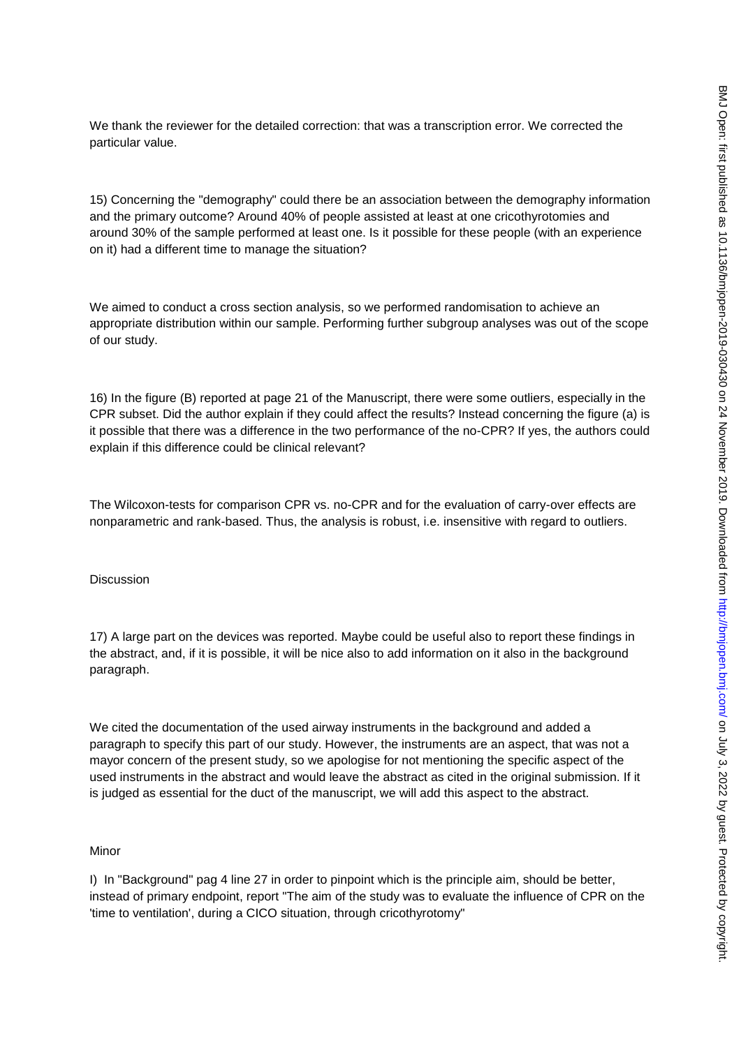We thank the reviewer for the detailed correction: that was a transcription error. We corrected the particular value.

15) Concerning the "demography" could there be an association between the demography information and the primary outcome? Around 40% of people assisted at least at one cricothyrotomies and around 30% of the sample performed at least one. Is it possible for these people (with an experience on it) had a different time to manage the situation?

We aimed to conduct a cross section analysis, so we performed randomisation to achieve an appropriate distribution within our sample. Performing further subgroup analyses was out of the scope of our study.

16) In the figure (B) reported at page 21 of the Manuscript, there were some outliers, especially in the CPR subset. Did the author explain if they could affect the results? Instead concerning the figure (a) is it possible that there was a difference in the two performance of the no-CPR? If yes, the authors could explain if this difference could be clinical relevant?

The Wilcoxon-tests for comparison CPR vs. no-CPR and for the evaluation of carry-over effects are nonparametric and rank-based. Thus, the analysis is robust, i.e. insensitive with regard to outliers.

Discussion

17) A large part on the devices was reported. Maybe could be useful also to report these findings in the abstract, and, if it is possible, it will be nice also to add information on it also in the background paragraph.

We cited the documentation of the used airway instruments in the background and added a paragraph to specify this part of our study. However, the instruments are an aspect, that was not a mayor concern of the present study, so we apologise for not mentioning the specific aspect of the used instruments in the abstract and would leave the abstract as cited in the original submission. If it is judged as essential for the duct of the manuscript, we will add this aspect to the abstract.

Minor

I) In "Background" pag 4 line 27 in order to pinpoint which is the principle aim, should be better, instead of primary endpoint, report "The aim of the study was to evaluate the influence of CPR on the 'time to ventilation', during a CICO situation, through cricothyrotomy"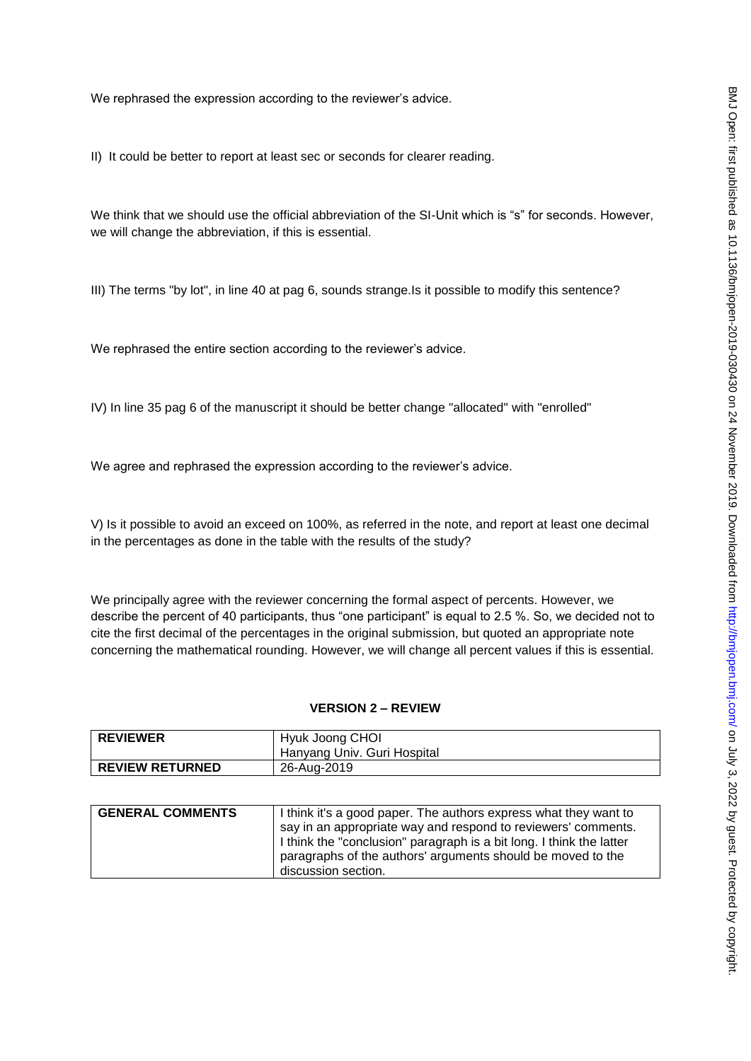We rephrased the expression according to the reviewer's advice.

II) It could be better to report at least sec or seconds for clearer reading.

We think that we should use the official abbreviation of the SI-Unit which is "s" for seconds. However, we will change the abbreviation, if this is essential.

III) The terms "by lot", in line 40 at pag 6, sounds strange.Is it possible to modify this sentence?

We rephrased the entire section according to the reviewer's advice.

IV) In line 35 pag 6 of the manuscript it should be better change "allocated" with "enrolled"

We agree and rephrased the expression according to the reviewer's advice.

V) Is it possible to avoid an exceed on 100%, as referred in the note, and report at least one decimal in the percentages as done in the table with the results of the study?

We principally agree with the reviewer concerning the formal aspect of percents. However, we describe the percent of 40 participants, thus "one participant" is equal to 2.5 %. So, we decided not to cite the first decimal of the percentages in the original submission, but quoted an appropriate note concerning the mathematical rounding. However, we will change all percent values if this is essential.

**VERSION 2 – REVIEW**

| | |
|---|---|
| **REVIEWER** | Hyuk Joong CHOI<br>Hanyang Univ. Guri Hospital |
| **REVIEW RETURNED** | 26-Aug-2019 |

| | |
|---|---|
| **GENERAL COMMENTS** | I think it's a good paper. The authors express what they want to say in an appropriate way and respond to reviewers' comments. I think the "conclusion" paragraph is a bit long. I think the latter paragraphs of the authors' arguments should be moved to the discussion section. |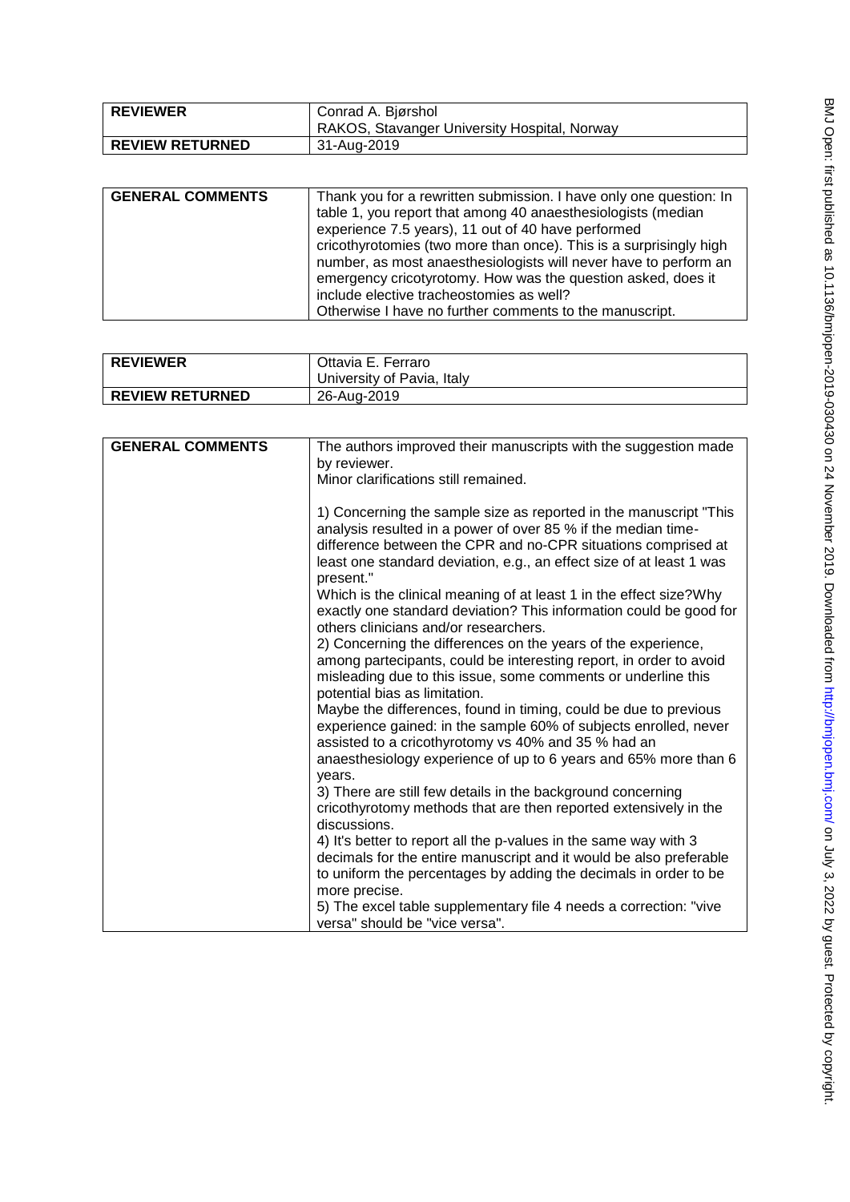| REVIEWER | Conrad A. Bjørshol<br>RAKOS, Stavanger University Hospital, Norway |
|---|---|
| REVIEW RETURNED | 31-Aug-2019 |

| GENERAL COMMENTS | Thank you for a rewritten submission. I have only one question: In table 1, you report that among 40 anaesthesiologists (median experience 7.5 years), 11 out of 40 have performed cricothyrotomies (two more than once). This is a surprisingly high number, as most anaesthesiologists will never have to perform an emergency cricotyrotomy. How was the question asked, does it include elective tracheostomies as well?<br>Otherwise I have no further comments to the manuscript. |
|---|---|

| REVIEWER | Ottavia E. Ferraro<br>University of Pavia, Italy |
|---|---|
| REVIEW RETURNED | 26-Aug-2019 |

| GENERAL COMMENTS | The authors improved their manuscripts with the suggestion made by reviewer.<br>Minor clarifications still remained.<br><br>1) Concerning the sample size as reported in the manuscript "This analysis resulted in a power of over 85 % if the median time-difference between the CPR and no-CPR situations comprised at least one standard deviation, e.g., an effect size of at least 1 was present."<br>Which is the clinical meaning of at least 1 in the effect size?Why exactly one standard deviation? This information could be good for others clinicians and/or researchers.<br>2) Concerning the differences on the years of the experience, among partecipants, could be interesting report, in order to avoid misleading due to this issue, some comments or underline this potential bias as limitation.<br>Maybe the differences, found in timing, could be due to previous experience gained: in the sample 60% of subjects enrolled, never assisted to a cricothyrotomy vs 40% and 35 % had an anaesthesiology experience of up to 6 years and 65% more than 6 years.<br>3) There are still few details in the background concerning cricothyrotomy methods that are then reported extensively in the discussions.<br>4) It's better to report all the p-values in the same way with 3 decimals for the entire manuscript and it would be also preferable to uniform the percentages by adding the decimals in order to be more precise.<br>5) The excel table supplementary file 4 needs a correction: "vive versa" should be "vice versa". |
|---|---|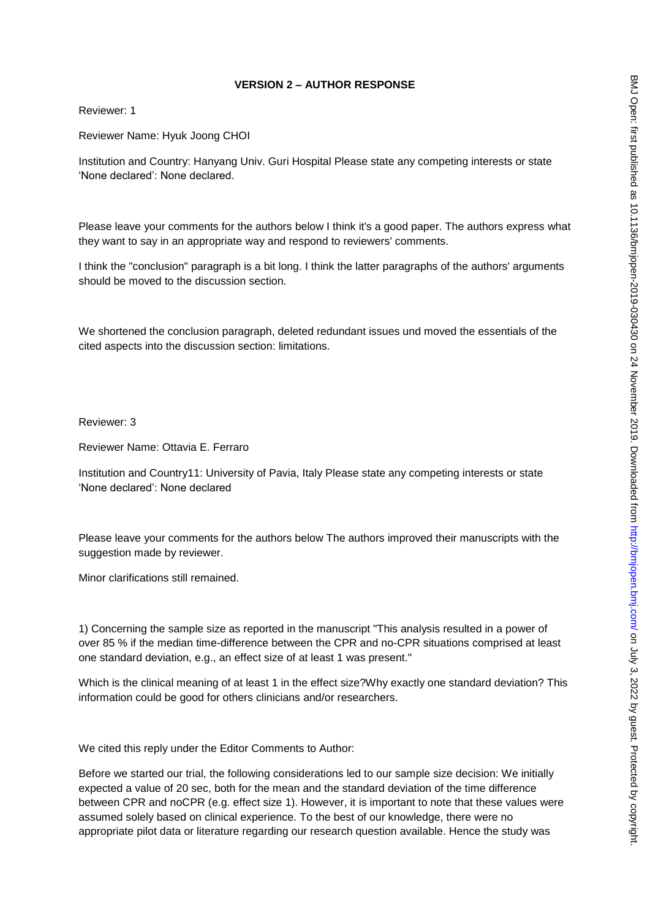**VERSION 2 – AUTHOR RESPONSE**

Reviewer: 1

Reviewer Name: Hyuk Joong CHOI

Institution and Country: Hanyang Univ. Guri Hospital Please state any competing interests or state 'None declared': None declared.

Please leave your comments for the authors below I think it's a good paper. The authors express what they want to say in an appropriate way and respond to reviewers' comments.

I think the "conclusion" paragraph is a bit long. I think the latter paragraphs of the authors' arguments should be moved to the discussion section.

We shortened the conclusion paragraph, deleted redundant issues und moved the essentials of the cited aspects into the discussion section: limitations.

Reviewer: 3

Reviewer Name: Ottavia E. Ferraro

Institution and Country11: University of Pavia, Italy Please state any competing interests or state 'None declared': None declared

Please leave your comments for the authors below The authors improved their manuscripts with the suggestion made by reviewer.

Minor clarifications still remained.

1) Concerning the sample size as reported in the manuscript "This analysis resulted in a power of over 85 % if the median time-difference between the CPR and no-CPR situations comprised at least one standard deviation, e.g., an effect size of at least 1 was present."

Which is the clinical meaning of at least 1 in the effect size?Why exactly one standard deviation? This information could be good for others clinicians and/or researchers.

We cited this reply under the Editor Comments to Author:

Before we started our trial, the following considerations led to our sample size decision: We initially expected a value of 20 sec, both for the mean and the standard deviation of the time difference between CPR and noCPR (e.g. effect size 1). However, it is important to note that these values were assumed solely based on clinical experience. To the best of our knowledge, there were no appropriate pilot data or literature regarding our research question available. Hence the study was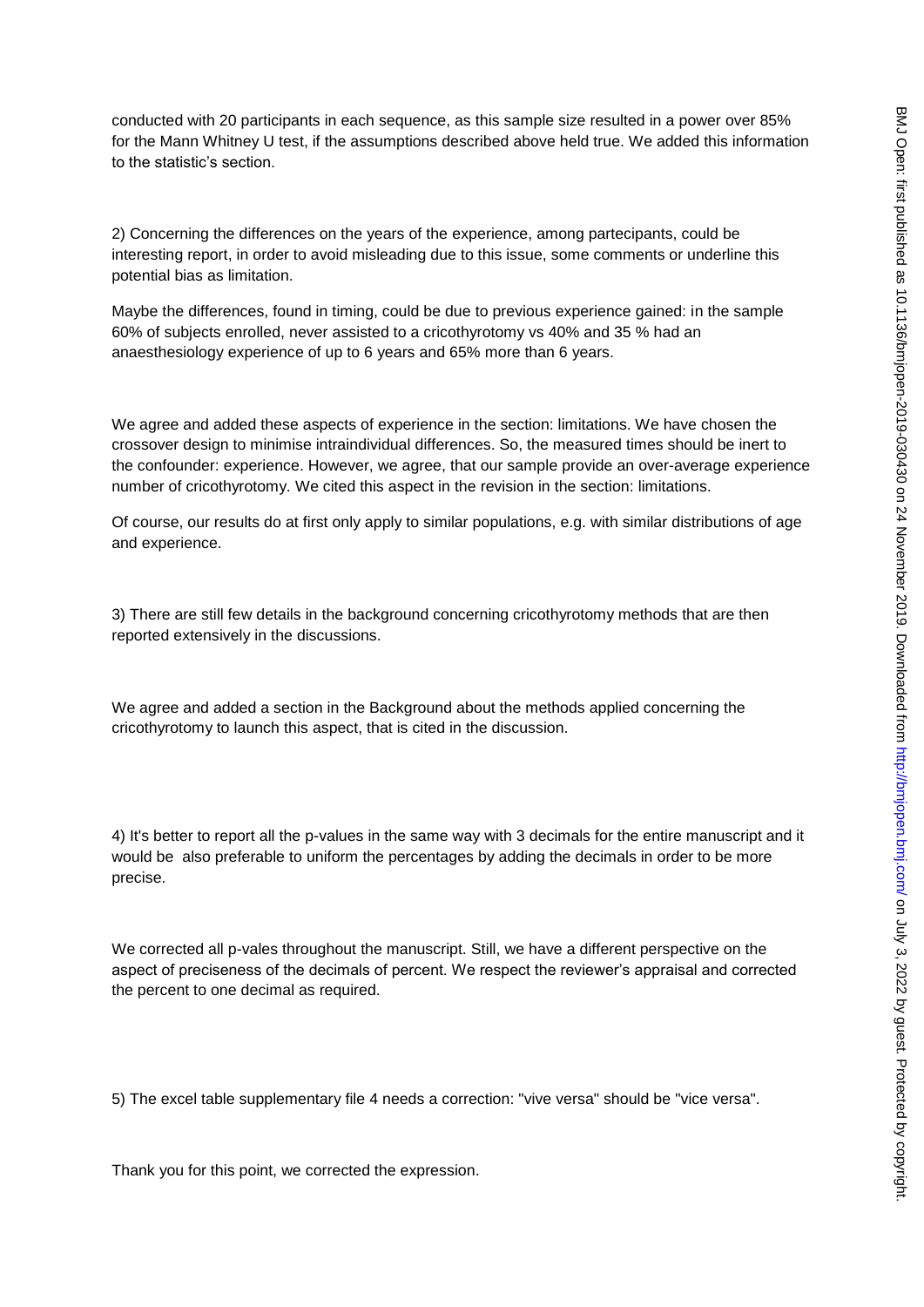conducted with 20 participants in each sequence, as this sample size resulted in a power over 85% for the Mann Whitney U test, if the assumptions described above held true. We added this information to the statistic's section.

2) Concerning the differences on the years of the experience, among partecipants, could be interesting report, in order to avoid misleading due to this issue, some comments or underline this potential bias as limitation.

Maybe the differences, found in timing, could be due to previous experience gained: in the sample 60% of subjects enrolled, never assisted to a cricothyrotomy vs 40% and 35 % had an anaesthesiology experience of up to 6 years and 65% more than 6 years.

We agree and added these aspects of experience in the section: limitations. We have chosen the crossover design to minimise intraindividual differences. So, the measured times should be inert to the confounder: experience. However, we agree, that our sample provide an over-average experience number of cricothyrotomy. We cited this aspect in the revision in the section: limitations.

Of course, our results do at first only apply to similar populations, e.g. with similar distributions of age and experience.

3) There are still few details in the background concerning cricothyrotomy methods that are then reported extensively in the discussions.

We agree and added a section in the Background about the methods applied concerning the cricothyrotomy to launch this aspect, that is cited in the discussion.

4) It's better to report all the p-values in the same way with 3 decimals for the entire manuscript and it would be also preferable to uniform the percentages by adding the decimals in order to be more precise.

We corrected all p-vales throughout the manuscript. Still, we have a different perspective on the aspect of preciseness of the decimals of percent. We respect the reviewer's appraisal and corrected the percent to one decimal as required.

5) The excel table supplementary file 4 needs a correction: "vive versa" should be "vice versa".

Thank you for this point, we corrected the expression.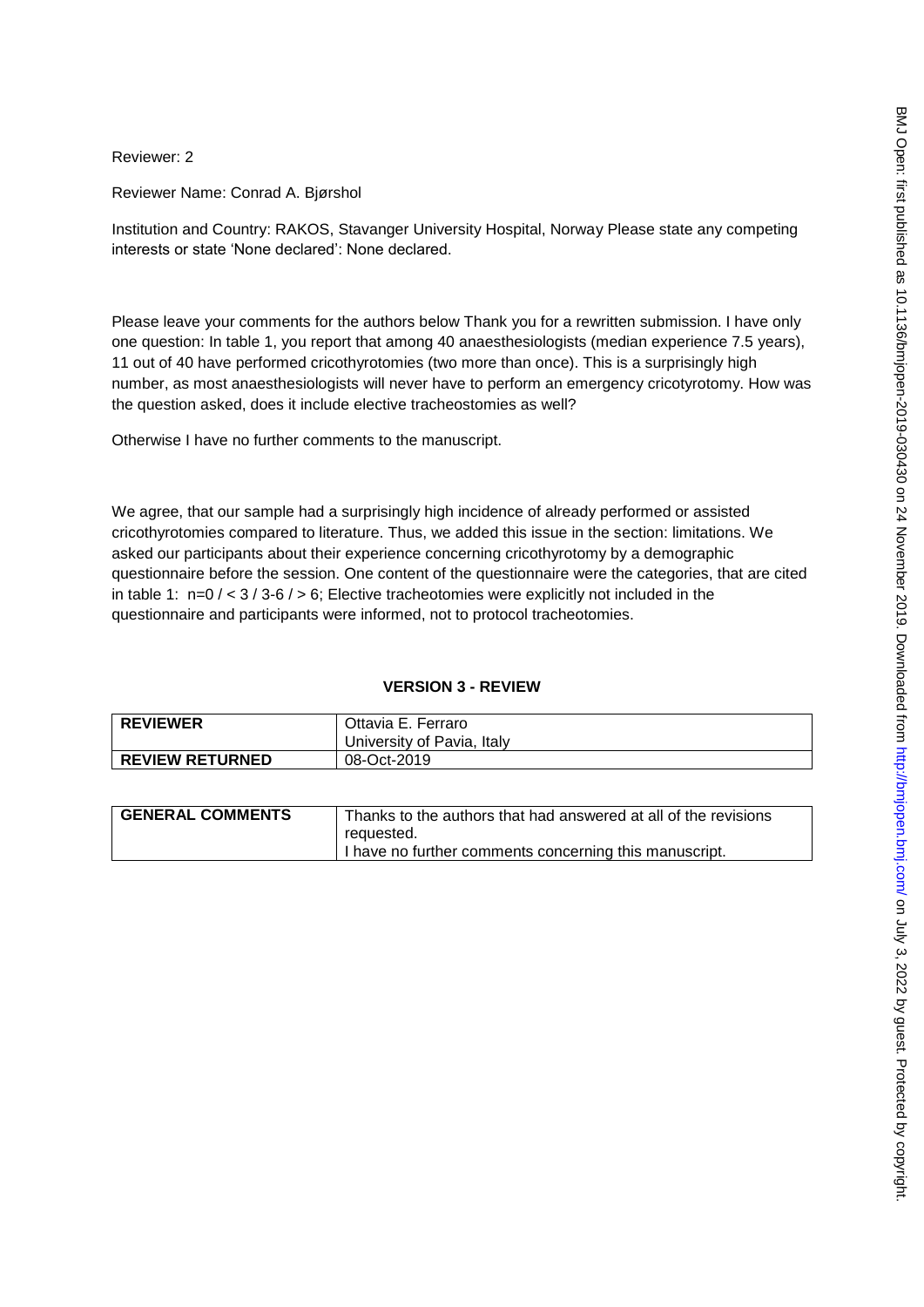Reviewer: 2

Reviewer Name: Conrad A. Bjørshol

Institution and Country: RAKOS, Stavanger University Hospital, Norway Please state any competing interests or state 'None declared': None declared.

Please leave your comments for the authors below Thank you for a rewritten submission. I have only one question: In table 1, you report that among 40 anaesthesiologists (median experience 7.5 years), 11 out of 40 have performed cricothyrotomies (two more than once). This is a surprisingly high number, as most anaesthesiologists will never have to perform an emergency cricotyrotomy. How was the question asked, does it include elective tracheostomies as well?

Otherwise I have no further comments to the manuscript.

We agree, that our sample had a surprisingly high incidence of already performed or assisted cricothyrotomies compared to literature. Thus, we added this issue in the section: limitations. We asked our participants about their experience concerning cricothyrotomy by a demographic questionnaire before the session. One content of the questionnaire were the categories, that are cited in table 1: n=0 / < 3 / 3-6 / > 6; Elective tracheotomies were explicitly not included in the questionnaire and participants were informed, not to protocol tracheotomies.

## VERSION 3 - REVIEW

| | |
|---|---|
| **REVIEWER** | Ottavia E. Ferraro<br>University of Pavia, Italy |
| **REVIEW RETURNED** | 08-Oct-2019 |

| | |
|---|---|
| **GENERAL COMMENTS** | Thanks to the authors that had answered at all of the revisions requested.<br>I have no further comments concerning this manuscript. |